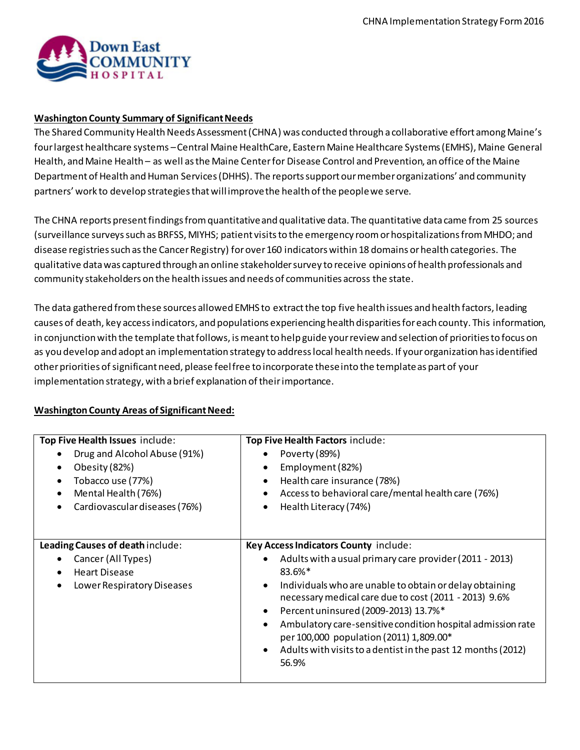CHNA Implementation Strategy Form 2016

Down East COMMUNITY HOSPITAL

## Washington County Summary of Significant Needs

The Shared Community Health Needs Assessment (CHNA) was conducted through a collaborative effort among Maine's four largest healthcare systems – Central Maine HealthCare, Eastern Maine Healthcare Systems (EMHS), Maine General Health, and Maine Health – as well as the Maine Center for Disease Control and Prevention, an office of the Maine Department of Health and Human Services (DHHS). The reports support our member organizations' and community partners' work to develop strategies that will improve the health of the people we serve.

The CHNA reports present findings from quantitative and qualitative data. The quantitative data came from 25 sources (surveillance surveys such as BRFSS, MIYHS; patient visits to the emergency room or hospitalizations from MHDO; and disease registries such as the Cancer Registry) for over 160 indicators within 18 domains or health categories. The qualitative data was captured through an online stakeholder survey to receive opinions of health professionals and community stakeholders on the health issues and needs of communities across the state.

The data gathered from these sources allowed EMHS to extract the top five health issues and health factors, leading causes of death, key access indicators, and populations experiencing health disparities for each county. This information, in conjunction with the template that follows, is meant to help guide your review and selection of priorities to focus on as you develop and adopt an implementation strategy to address local health needs. If your organization has identified other priorities of significant need, please feel free to incorporate these into the template as part of your implementation strategy, with a brief explanation of their importance.

## Washington County Areas of Significant Need:

| **Top Five Health Issues** include: | **Top Five Health Factors** include: |
|---|---|
| • Drug and Alcohol Abuse (91%)<br>• Obesity (82%)<br>• Tobacco use (77%)<br>• Mental Health (76%)<br>• Cardiovascular diseases (76%) | • Poverty (89%)<br>• Employment (82%)<br>• Health care insurance (78%)<br>• Access to behavioral care/mental health care (76%)<br>• Health Literacy (74%) |
| **Leading Causes of death** include:<br>• Cancer (All Types)<br>• Heart Disease<br>• Lower Respiratory Diseases | **Key Access Indicators County** include:<br>• Adults with a usual primary care provider (2011 - 2013) 83.6%*<br>• Individuals who are unable to obtain or delay obtaining necessary medical care due to cost (2011 - 2013) 9.6%<br>• Percent uninsured (2009-2013) 13.7%*<br>• Ambulatory care-sensitive condition hospital admission rate per 100,000 population (2011) 1,809.00*<br>• Adults with visits to a dentist in the past 12 months (2012) 56.9% |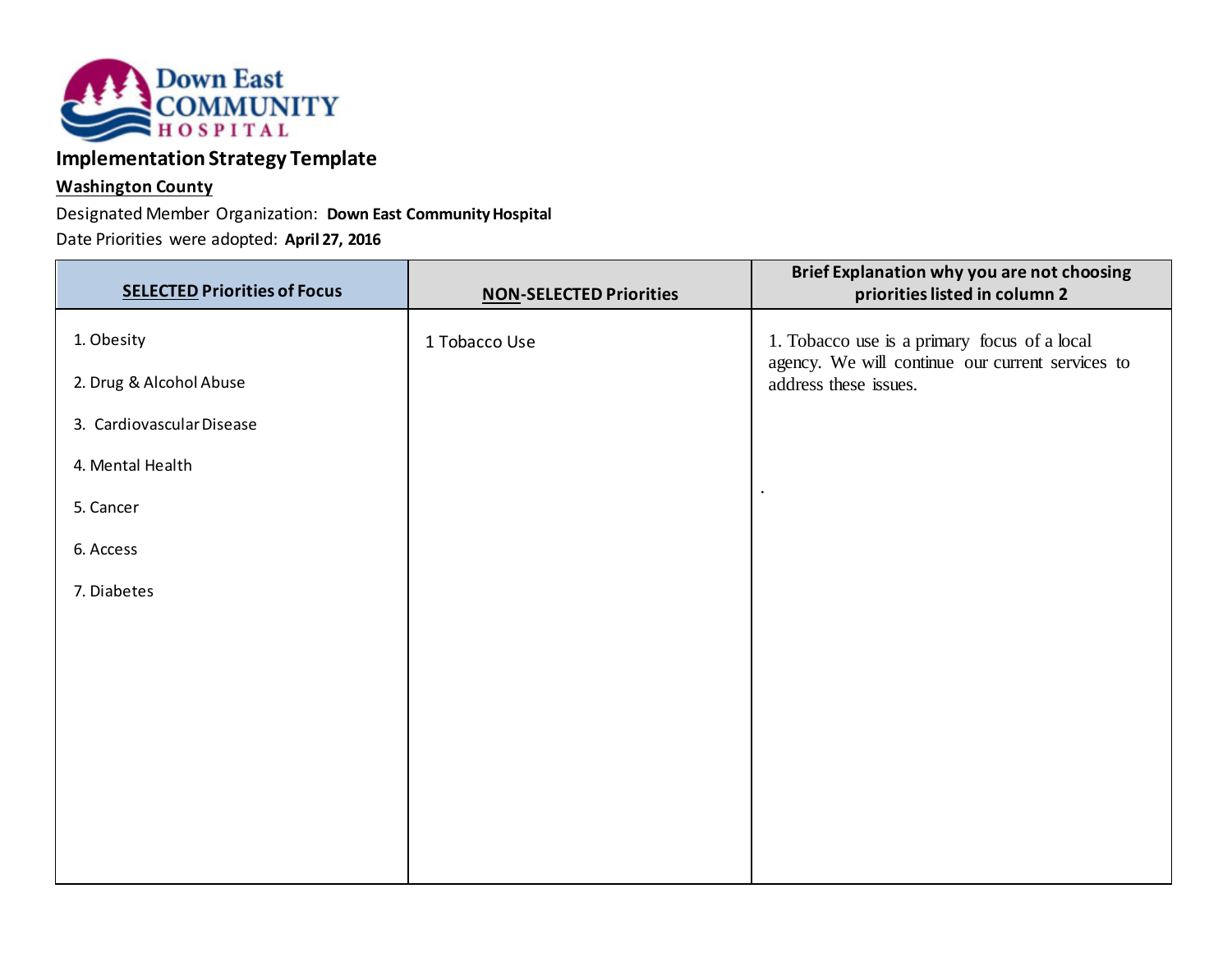Down East COMMUNITY HOSPITAL

**Implementation Strategy Template**

**Washington County**

Designated Member Organization: **Down East Community Hospital**

Date Priorities were adopted: **April 27, 2016**

| **SELECTED Priorities of Focus** | **NON-SELECTED Priorities** | **Brief Explanation why you are not choosing priorities listed in column 2** |
|---|---|---|
| 1. Obesity<br>2. Drug & Alcohol Abuse<br>3. Cardiovascular Disease<br>4. Mental Health<br>5. Cancer<br>6. Access<br>7. Diabetes | 1 Tobacco Use | 1. Tobacco use is a primary focus of a local agency. We will continue our current services to address these issues.<br><br>. |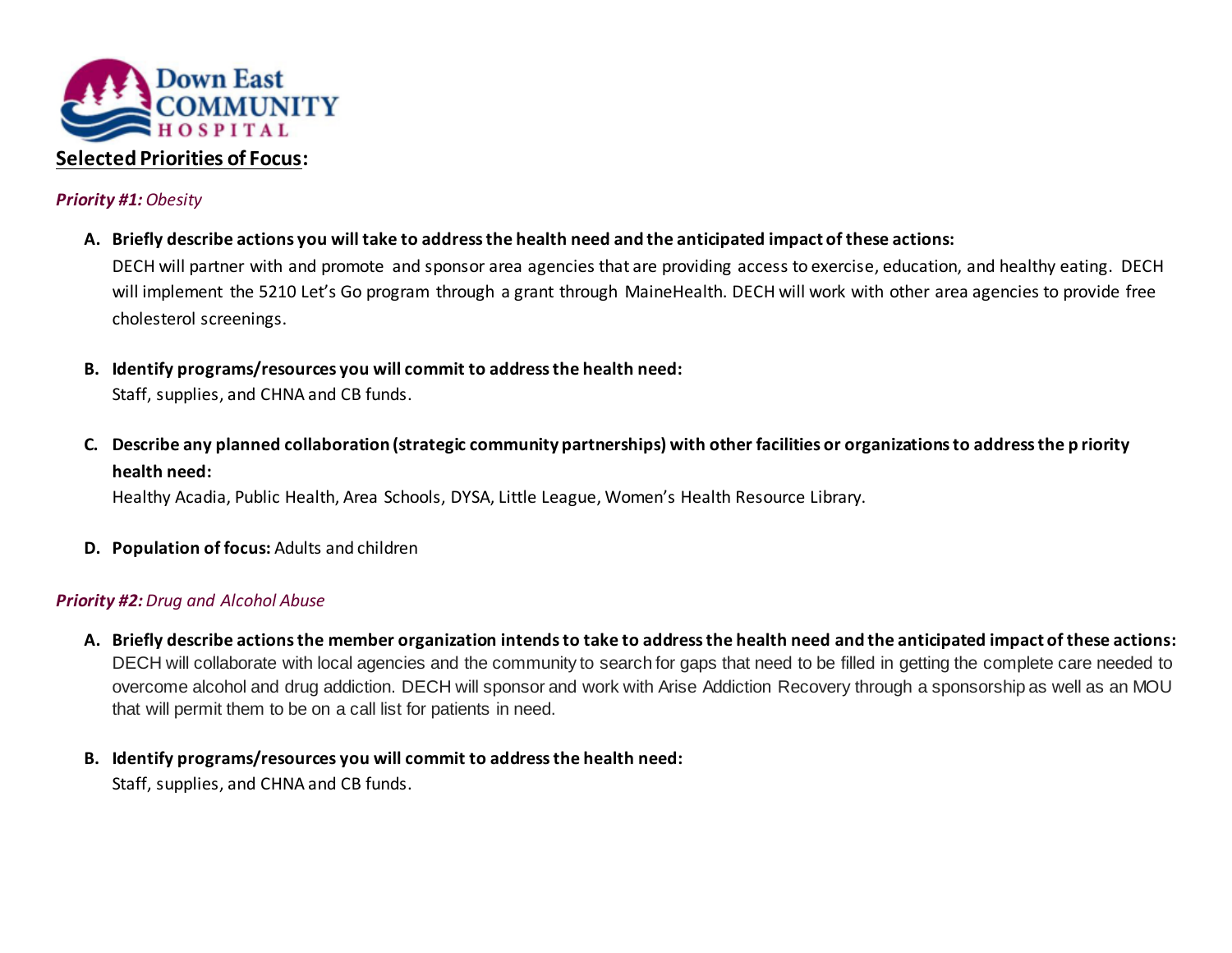## Selected Priorities of Focus:

***Priority #1:*** *Obesity*

A. **Briefly describe actions you will take to address the health need and the anticipated impact of these actions:**
   DECH will partner with and promote and sponsor area agencies that are providing access to exercise, education, and healthy eating. DECH will implement the 5210 Let's Go program through a grant through MaineHealth. DECH will work with other area agencies to provide free cholesterol screenings.

B. **Identify programs/resources you will commit to address the health need:**
   Staff, supplies, and CHNA and CB funds.

C. **Describe any planned collaboration (strategic community partnerships) with other facilities or organizations to address the priority health need:**
   Healthy Acadia, Public Health, Area Schools, DYSA, Little League, Women's Health Resource Library.

D. **Population of focus:** Adults and children

***Priority #2:*** *Drug and Alcohol Abuse*

A. **Briefly describe actions the member organization intends to take to address the health need and the anticipated impact of these actions:**
   DECH will collaborate with local agencies and the community to search for gaps that need to be filled in getting the complete care needed to overcome alcohol and drug addiction. DECH will sponsor and work with Arise Addiction Recovery through a sponsorship as well as an MOU that will permit them to be on a call list for patients in need.

B. **Identify programs/resources you will commit to address the health need:**
   Staff, supplies, and CHNA and CB funds.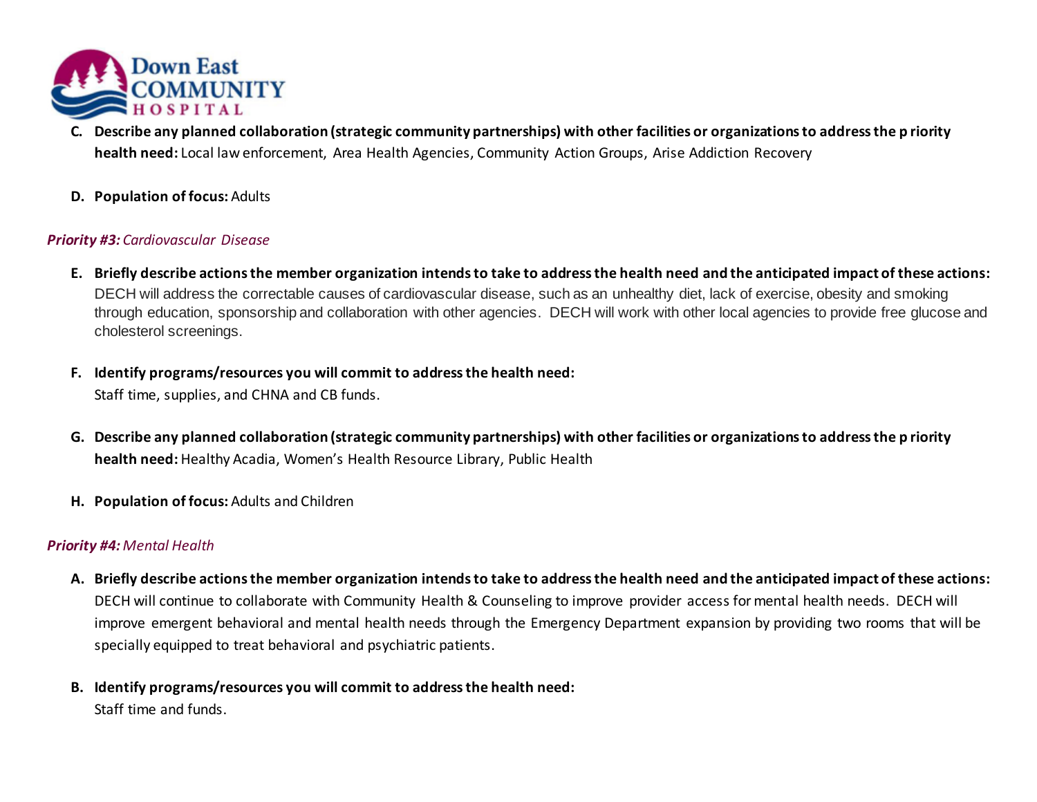C. **Describe any planned collaboration (strategic community partnerships) with other facilities or organizations to address the priority health need:** Local law enforcement, Area Health Agencies, Community Action Groups, Arise Addiction Recovery

D. **Population of focus:** Adults

***Priority #3:*** *Cardiovascular Disease*

E. **Briefly describe actions the member organization intends to take to address the health need and the anticipated impact of these actions:** DECH will address the correctable causes of cardiovascular disease, such as an unhealthy diet, lack of exercise, obesity and smoking through education, sponsorship and collaboration with other agencies. DECH will work with other local agencies to provide free glucose and cholesterol screenings.

F. **Identify programs/resources you will commit to address the health need:**
Staff time, supplies, and CHNA and CB funds.

G. **Describe any planned collaboration (strategic community partnerships) with other facilities or organizations to address the priority health need:** Healthy Acadia, Women's Health Resource Library, Public Health

H. **Population of focus:** Adults and Children

***Priority #4:*** *Mental Health*

A. **Briefly describe actions the member organization intends to take to address the health need and the anticipated impact of these actions:** DECH will continue to collaborate with Community Health & Counseling to improve provider access for mental health needs. DECH will improve emergent behavioral and mental health needs through the Emergency Department expansion by providing two rooms that will be specially equipped to treat behavioral and psychiatric patients.

B. **Identify programs/resources you will commit to address the health need:**
Staff time and funds.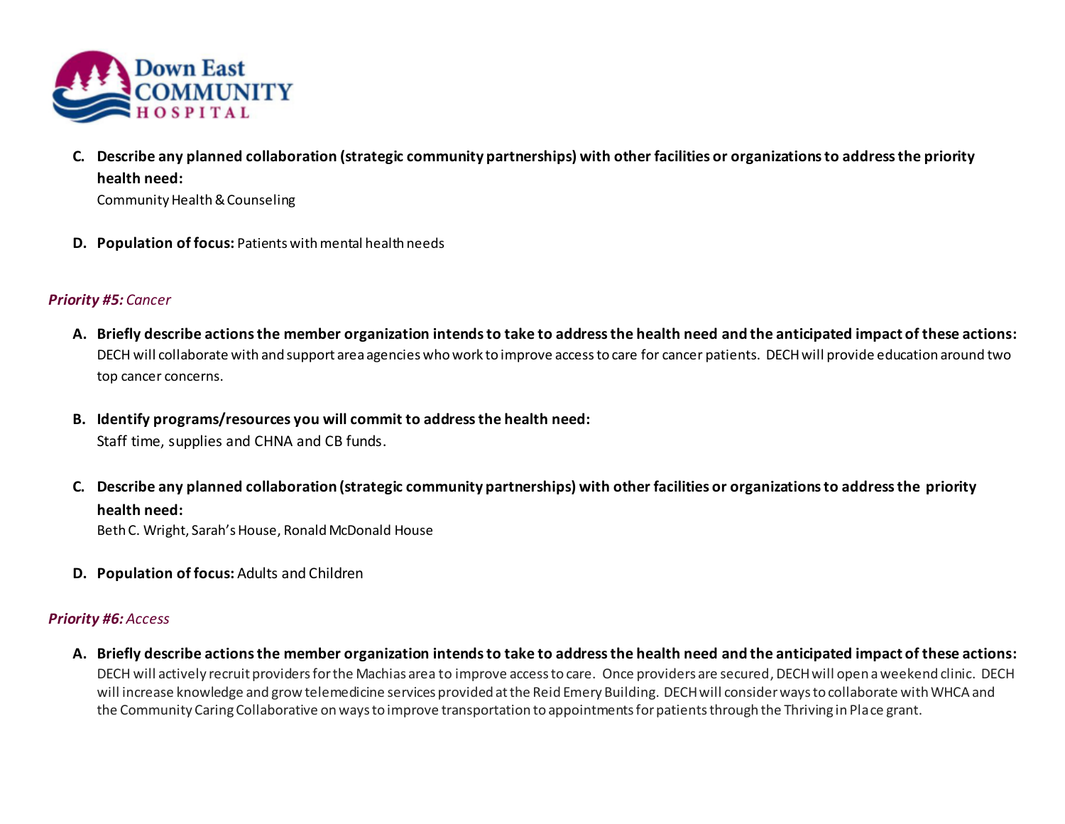C. **Describe any planned collaboration (strategic community partnerships) with other facilities or organizations to address the priority health need:**
   Community Health & Counseling

D. **Population of focus:** Patients with mental health needs

***Priority #5:*** *Cancer*

A. **Briefly describe actions the member organization intends to take to address the health need and the anticipated impact of these actions:**
   DECH will collaborate with and support area agencies who work to improve access to care for cancer patients. DECH will provide education around two top cancer concerns.

B. **Identify programs/resources you will commit to address the health need:**
   Staff time, supplies and CHNA and CB funds.

C. **Describe any planned collaboration (strategic community partnerships) with other facilities or organizations to address the priority health need:**
   Beth C. Wright, Sarah's House, Ronald McDonald House

D. **Population of focus:** Adults and Children

***Priority #6:*** *Access*

A. **Briefly describe actions the member organization intends to take to address the health need and the anticipated impact of these actions:**
   DECH will actively recruit providers for the Machias area to improve access to care. Once providers are secured, DECH will open a weekend clinic. DECH will increase knowledge and grow telemedicine services provided at the Reid Emery Building. DECH will consider ways to collaborate with WHCA and the Community Caring Collaborative on ways to improve transportation to appointments for patients through the Thriving in Place grant.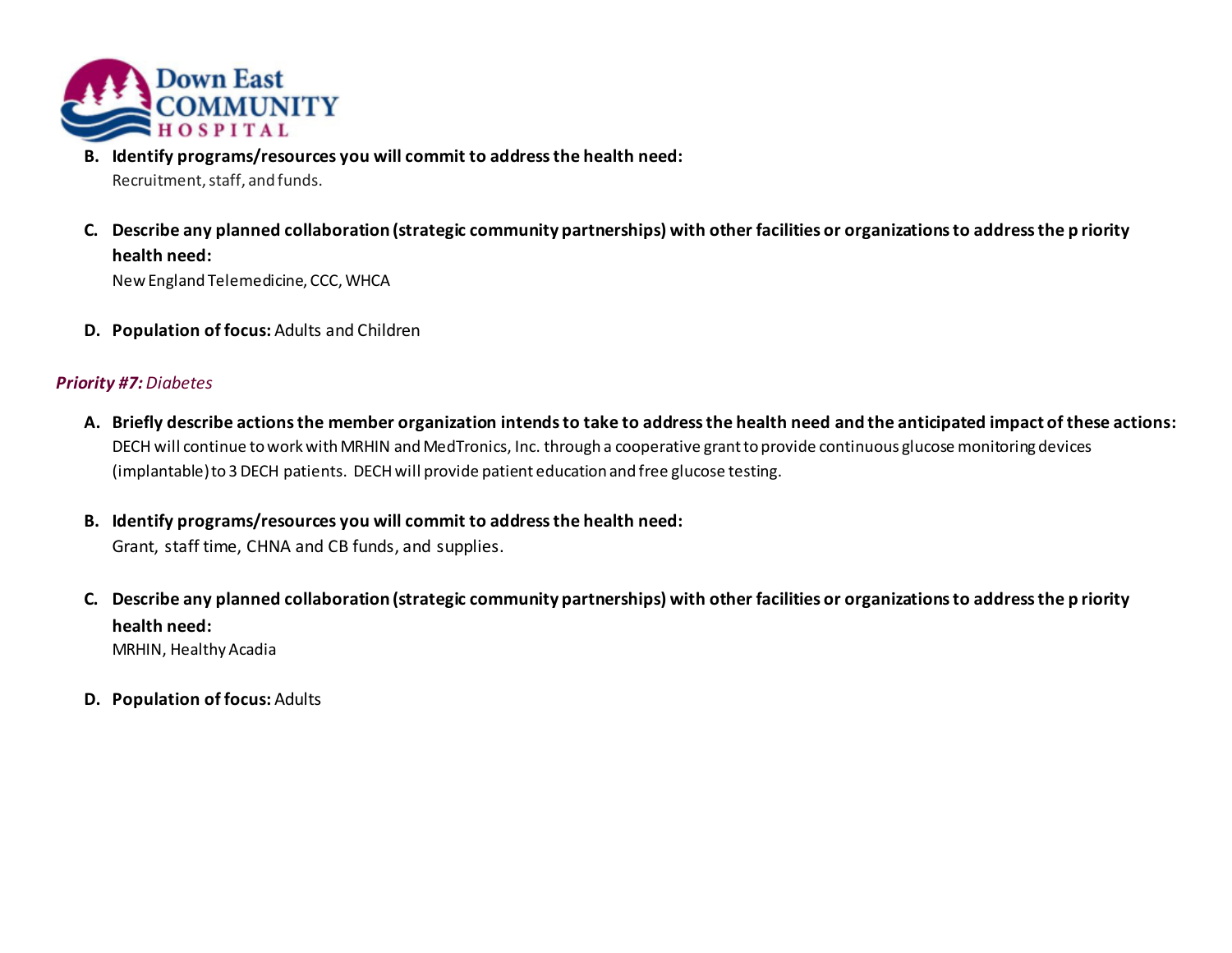B. **Identify programs/resources you will commit to address the health need:**
   Recruitment, staff, and funds.

C. **Describe any planned collaboration (strategic community partnerships) with other facilities or organizations to address the p riority health need:**
   New England Telemedicine, CCC, WHCA

D. **Population of focus:** Adults and Children

***Priority #7:*** *Diabetes*

A. **Briefly describe actions the member organization intends to take to address the health need and the anticipated impact of these actions:**
   DECH will continue to work with MRHIN and MedTronics, Inc. through a cooperative grant to provide continuous glucose monitoring devices (implantable) to 3 DECH patients. DECH will provide patient education and free glucose testing.

B. **Identify programs/resources you will commit to address the health need:**
   Grant, staff time, CHNA and CB funds, and supplies.

C. **Describe any planned collaboration (strategic community partnerships) with other facilities or organizations to address the p riority health need:**
   MRHIN, Healthy Acadia

D. **Population of focus:** Adults